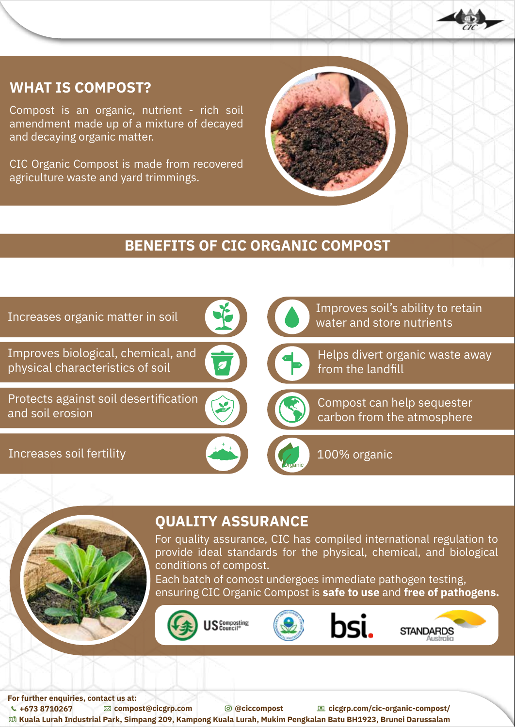## WHAT IS COMPOST?

Compost is an organic, nutrient - rich soil amendment made up of a mixture of decayed and decaying organic matter.

CIC Organic Compost is made from recovered agriculture waste and yard trimmings.

## BENEFITS OF CIC ORGANIC COMPOST

- Increases organic matter in soil
- Improves biological, chemical, and physical characteristics of soil
- Protects against soil desertification and soil erosion
- Increases soil fertility
- Improves soil's ability to retain water and store nutrients
- Helps divert organic waste away from the landfill
- Compost can help sequester carbon from the atmosphere
- 100% organic

## QUALITY ASSURANCE

For quality assurance, CIC has compiled international regulation to provide ideal standards for the physical, chemical, and biological conditions of compost.
Each batch of comost undergoes immediate pathogen testing, ensuring CIC Organic Compost is **safe to use** and **free of pathogens.**

US Composting Council · bsi. · STANDARDS Australia

**For further enquiries, contact us at:**
**+673 8710267** **compost@cicgrp.com** **@ciccompost** **cicgrp.com/cic-organic-compost/**
**Kuala Lurah Industrial Park, Simpang 209, Kampong Kuala Lurah, Mukim Pengkalan Batu BH1923, Brunei Darussalam**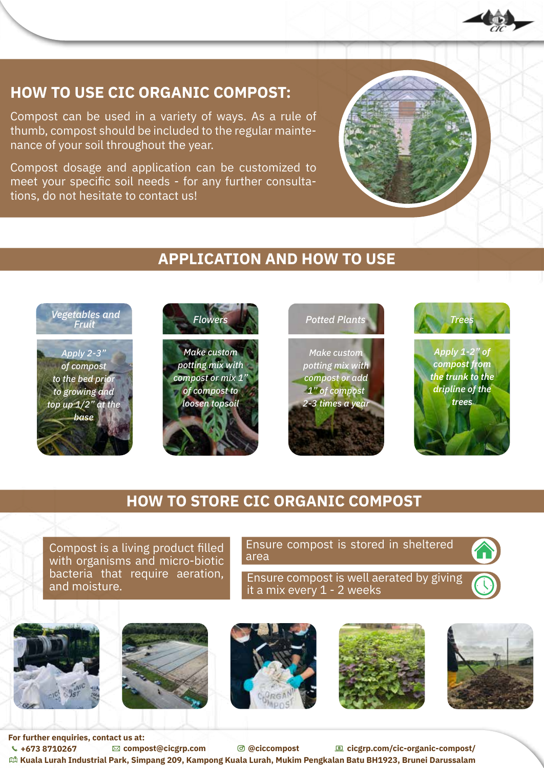## HOW TO USE CIC ORGANIC COMPOST:

Compost can be used in a variety of ways. As a rule of thumb, compost should be included to the regular maintenance of your soil throughout the year.

Compost dosage and application can be customized to meet your specific soil needs - for any further consultations, do not hesitate to contact us!

## APPLICATION AND HOW TO USE

### *Vegetables and Fruit*

*Apply 2-3" of compost to the bed prior to growing and top up 1/2" at the base*

### *Flowers*

*Make custom potting mix with compost or mix 1" of compost to loosen topsoil*

### *Potted Plants*

*Make custom potting mix with compost or add 1" of compost 2-3 times a year*

### *Trees*

*Apply 1-2" of compost from the trunk to the dripline of the trees*

## HOW TO STORE CIC ORGANIC COMPOST

Compost is a living product filled with organisms and micro-biotic bacteria that require aeration, and moisture.

- Ensure compost is stored in sheltered area
- Ensure compost is well aerated by giving it a mix every 1 - 2 weeks

**For further enquiries, contact us at:**

**+673 8710267** **compost@cicgrp.com** **@ciccompost** **cicgrp.com/cic-organic-compost/**

**Kuala Lurah Industrial Park, Simpang 209, Kampong Kuala Lurah, Mukim Pengkalan Batu BH1923, Brunei Darussalam**